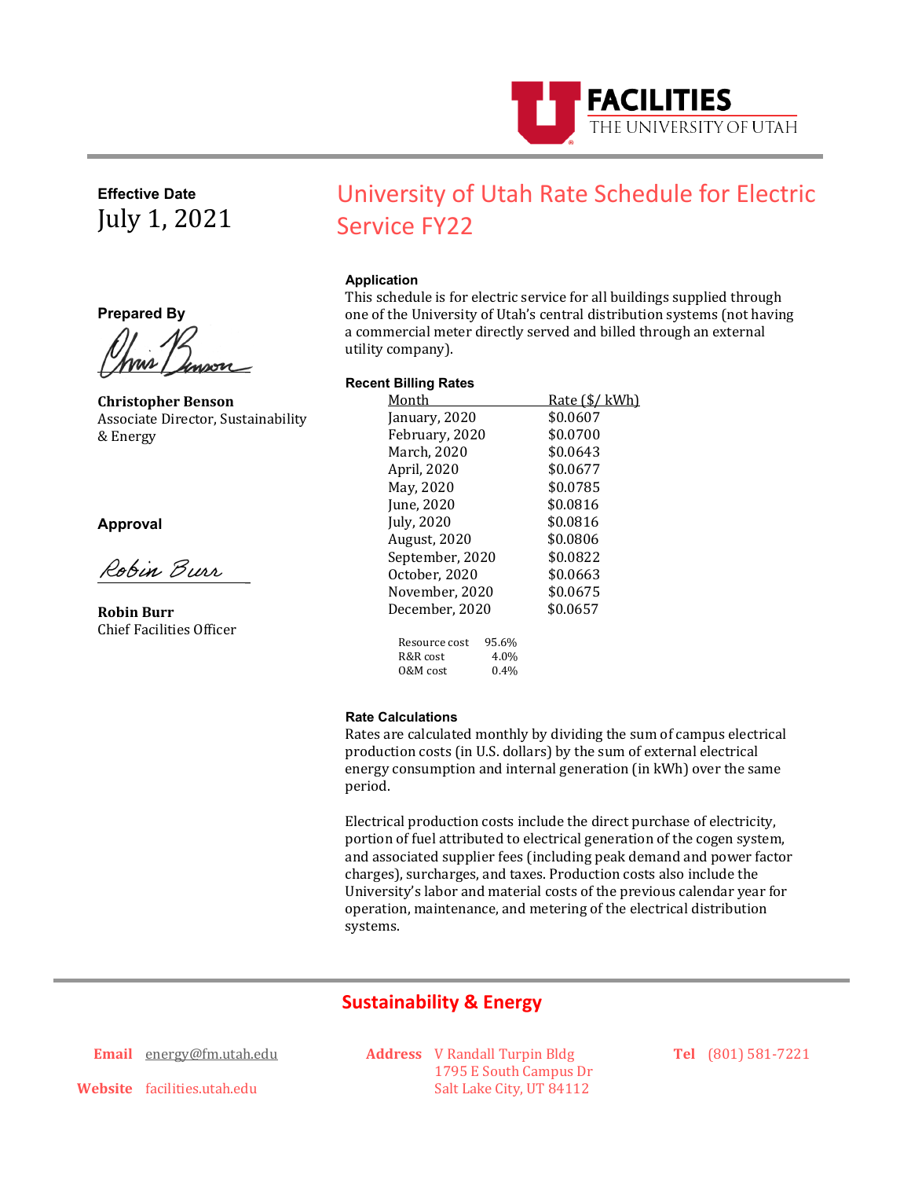FACILITIES
THE UNIVERSITY OF UTAH

**Effective Date**
July 1, 2021

# University of Utah Rate Schedule for Electric Service FY22

**Prepared By**

**Christopher Benson**
Associate Director, Sustainability & Energy

**Approval**

**Robin Burr**
Chief Facilities Officer

### Application

This schedule is for electric service for all buildings supplied through one of the University of Utah's central distribution systems (not having a commercial meter directly served and billed through an external utility company).

### Recent Billing Rates

| Month | Rate ($/ kWh) |
|---|---|
| January, 2020 | $0.0607 |
| February, 2020 | $0.0700 |
| March, 2020 | $0.0643 |
| April, 2020 | $0.0677 |
| May, 2020 | $0.0785 |
| June, 2020 | $0.0816 |
| July, 2020 | $0.0816 |
| August, 2020 | $0.0806 |
| September, 2020 | $0.0822 |
| October, 2020 | $0.0663 |
| November, 2020 | $0.0675 |
| December, 2020 | $0.0657 |

| | |
|---|---|
| Resource cost | 95.6% |
| R&R cost | 4.0% |
| O&M cost | 0.4% |

### Rate Calculations

Rates are calculated monthly by dividing the sum of campus electrical production costs (in U.S. dollars) by the sum of external electrical energy consumption and internal generation (in kWh) over the same period.

Electrical production costs include the direct purchase of electricity, portion of fuel attributed to electrical generation of the cogen system, and associated supplier fees (including peak demand and power factor charges), surcharges, and taxes. Production costs also include the University's labor and material costs of the previous calendar year for operation, maintenance, and metering of the electrical distribution systems.

**Sustainability & Energy**

**Email** energy@fm.utah.edu
**Website** facilities.utah.edu
**Address** V Randall Turpin Bldg, 1795 E South Campus Dr, Salt Lake City, UT 84112
**Tel** (801) 581-7221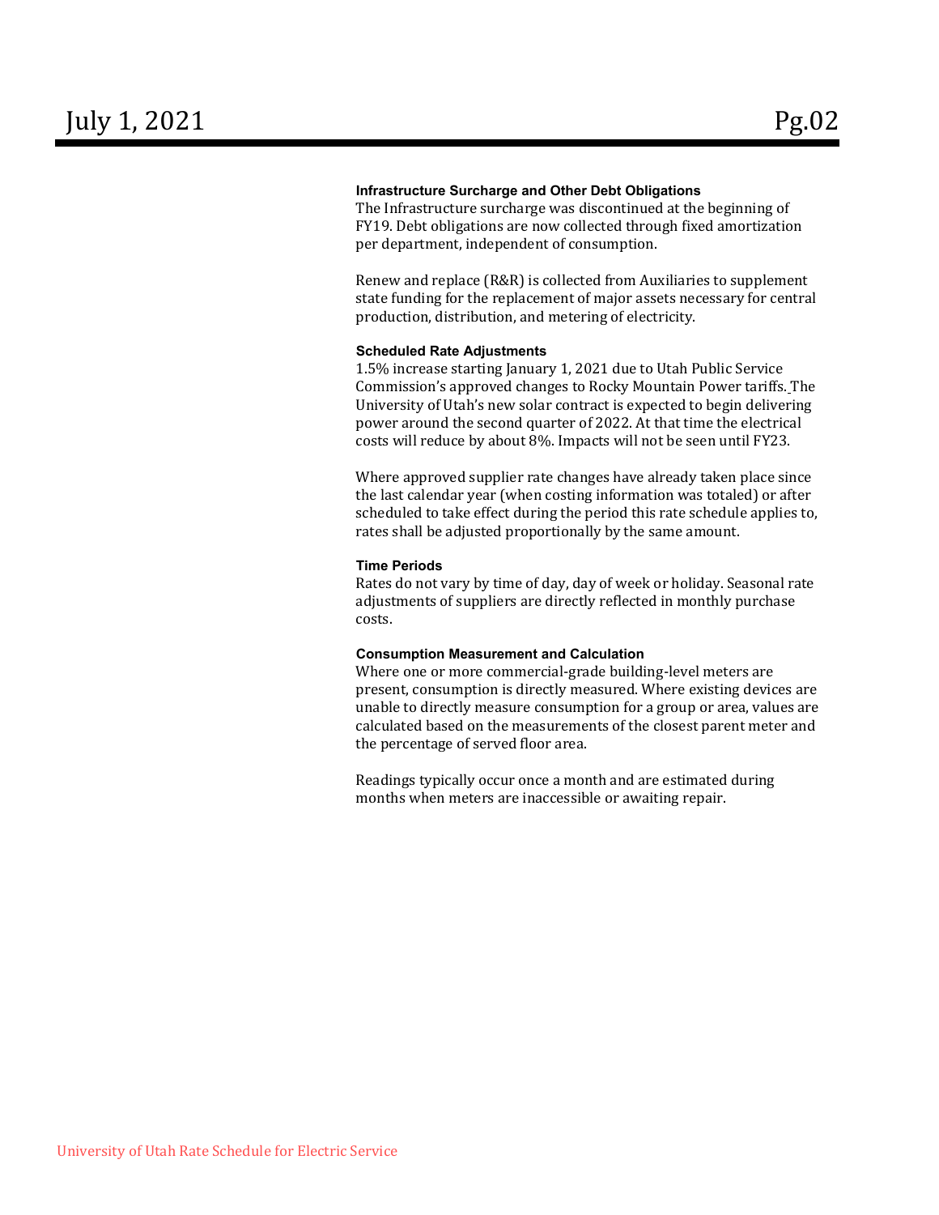#### Infrastructure Surcharge and Other Debt Obligations

The Infrastructure surcharge was discontinued at the beginning of FY19. Debt obligations are now collected through fixed amortization per department, independent of consumption.

Renew and replace (R&R) is collected from Auxiliaries to supplement state funding for the replacement of major assets necessary for central production, distribution, and metering of electricity.

#### Scheduled Rate Adjustments

1.5% increase starting January 1, 2021 due to Utah Public Service Commission's approved changes to Rocky Mountain Power tariffs. The University of Utah's new solar contract is expected to begin delivering power around the second quarter of 2022. At that time the electrical costs will reduce by about 8%. Impacts will not be seen until FY23.

Where approved supplier rate changes have already taken place since the last calendar year (when costing information was totaled) or after scheduled to take effect during the period this rate schedule applies to, rates shall be adjusted proportionally by the same amount.

#### Time Periods

Rates do not vary by time of day, day of week or holiday. Seasonal rate adjustments of suppliers are directly reflected in monthly purchase costs.

#### Consumption Measurement and Calculation

Where one or more commercial-grade building-level meters are present, consumption is directly measured. Where existing devices are unable to directly measure consumption for a group or area, values are calculated based on the measurements of the closest parent meter and the percentage of served floor area.

Readings typically occur once a month and are estimated during months when meters are inaccessible or awaiting repair.